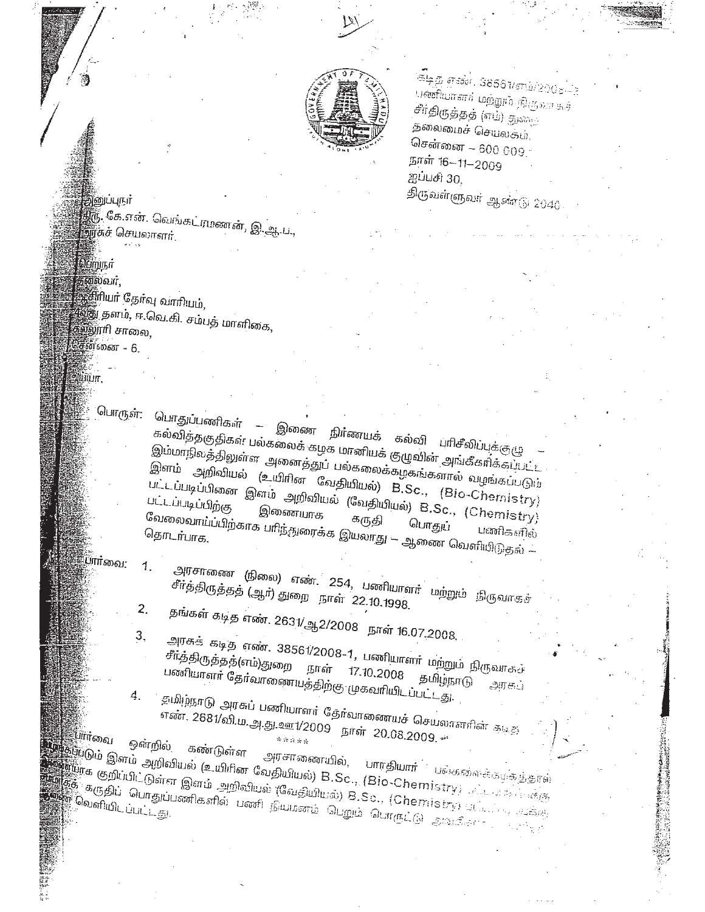கடித எண். 38561/எம்/2008-3
பணியாளர் மற்றும் நிருவாகச்
சீர்திருத்தத் (எம்) துறை
தலைமைச் செயலகம்,
சென்னை – 600 009.
நாள் 16–11–2009
ஐப்பசி 30,
திருவள்ளுவர் ஆண்டு 2040

அனுப்புநர்
திரு. கே.என். வெங்கட்ரமணன், இ.ஆ.ப.,
அரசுச் செயலாளர்.

பெறுநர்
தலைவர்,
ஆசிரியர் தேர்வு வாரியம்,
4வது தளம், ஈ.வெ.கி. சம்பத் மாளிகை,
கல்லூரி சாலை,
சென்னை - 6.

ஐயா,

பொருள்: பொதுப்பணிகள் – இணை நிர்ணயக் கல்வி பரிசீலிப்புக்குழு – கல்வித்தகுதிகள் பல்கலைக் கழக மானியக் குழுவின் அங்கீகரிக்கப்பட்ட இம்மாநிலத்திலுள்ள அனைத்துப் பல்கலைக்கழகங்களால் வழங்கப்படும் இளம் அறிவியல் (உயிரின வேதியியல்) B.Sc., (Bio-Chemistry) பட்டப்படிப்பினை இளம் அறிவியல் (வேதியியல்) B.Sc., (Chemistry) பட்டப்படிப்பிற்கு இணையாக கருதி பொதுப் பணிகளில் வேலைவாய்ப்பிற்காக பரிந்துரைக்க இயலாது – ஆணை வெளியிடுதல் – தொடர்பாக.

பார்வை:

1. அரசாணை (நிலை) எண். 254, பணியாளர் மற்றும் நிருவாகச் சீர்த்திருத்தத் (ஆர்) துறை நாள் 22.10.1998.
2. தங்கள் கடித எண். 2631/ஆ2/2008 நாள் 16.07.2008.
3. அரசுக் கடித எண். 38561/2008-1, பணியாளர் மற்றும் நிருவாகச் சீர்த்திருத்தத்(எம்)துறை நாள் 17.10.2008 தமிழ்நாடு அரசுப் பணியாளர் தேர்வாணையத்திற்கு முகவரியிடப்பட்டது.
4. தமிழ்நாடு அரசுப் பணியாளர் தேர்வாணையச் செயலாளரின் கடித எண். 2681/வி.ம.அ.து.ஊ1/2009 நாள் 20.08.2009.

\*\*\*\*\*

பார்வை ஒன்றில் கண்டுள்ள அரசாணையில், பாரதியார் பல்கலைக்கழகத்தால் வழங்கப்படும் இளம் அறிவியல் (உயிரின வேதியியல்) B.Sc., (Bio-Chemistry) பட்டப்படிப்பினை இணையாக குறிப்பிட்டுள்ள இளம் அறிவியல் (வேதியியல்) B.Sc., (Chemistry) பட்டப்படிப்பிற்கு இணையாகக் கருதிப் பொதுப்பணிகளில் பணி நியமனம் பெறும் பொருட்டு அங்கீகரித்து ஆணை வெளியிடப்பட்டது.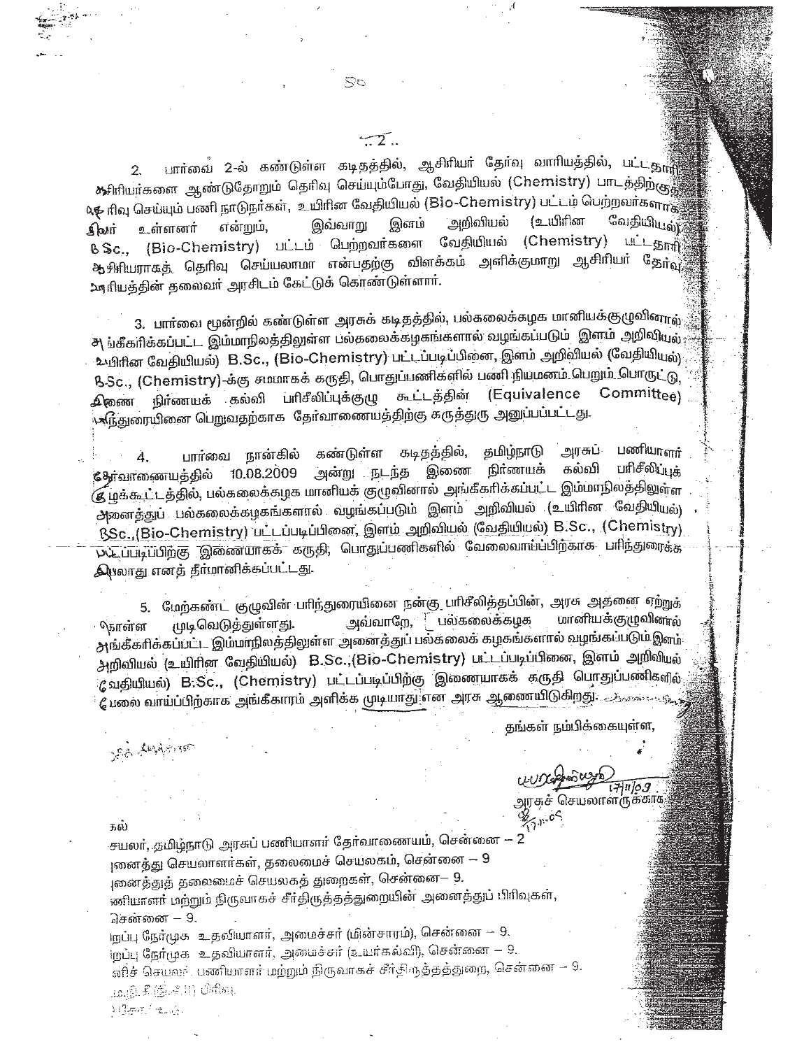2. பார்வை 2-ல் கண்டுள்ள கடிதத்தில், ஆசிரியர் தேர்வு வாரியத்தில், பட்டதாரி ஆசிரியர்களை ஆண்டுதோறும் தெரிவு செய்யும்போது, வேதியியல் (Chemistry) பாடத்திற்குத் தெரிவு செய்யும் பணி நாடுநர்கள், உயிரின வேதியியல் (Bio-Chemistry) பட்டம் பெற்றவர்களாக இவர் உள்ளனர் என்றும், இவ்வாறு இளம் அறிவியல் (உயிரின வேதியியல்) B.Sc., (Bio-Chemistry) பட்டம் பெற்றவர்களை வேதியியல் (Chemistry) பட்டதாரி ஆசிரியராகத் தெரிவு செய்யலாமா என்பதற்கு விளக்கம் அளிக்குமாறு ஆசிரியர் தேர்வு வாரியத்தின் தலைவர் அரசிடம் கேட்டுக் கொண்டுள்ளார்.

3. பார்வை மூன்றில் கண்டுள்ள அரசுக் கடிதத்தில், பல்கலைக்கழக மானியக்குழுவினால் அங்கீகரிக்கப்பட்ட இம்மாநிலத்திலுள்ள பல்கலைக்கழகங்களால் வழங்கப்படும் இளம் அறிவியல் உயிரின வேதியியல்) B.Sc., (Bio-Chemistry) பட்டப்படிப்பினை, இளம் அறிவியல் (வேதியியல்) B.Sc., (Chemistry)-க்கு சமமாகக் கருதி, பொதுப்பணிகளில் பணி நியமனம் பெறும் பொருட்டு, இணை நிர்ணயக் கல்வி பரிசீலிப்புக்குழு கூட்டத்தின் (Equivalence Committee) பரிந்துரையினை பெறுவதற்காக தேர்வாணையத்திற்கு கருத்துரு அனுப்பப்பட்டது.

4. பார்வை நான்கில் கண்டுள்ள கடிதத்தில், தமிழ்நாடு அரசுப் பணியாளர் தேர்வாணையத்தில் 10.08.2009 அன்று நடந்த இணை நிர்ணயக் கல்வி பரிசீலிப்புக் குழுக்கூட்டத்தில், பல்கலைக்கழக மானியக் குழுவினால் அங்கீகரிக்கப்பட்ட இம்மாநிலத்திலுள்ள அனைத்துப் பல்கலைக்கழகங்களால் வழங்கப்படும் இளம் அறிவியல் (உயிரின வேதியியல்) B.Sc.,(Bio-Chemistry) பட்டப்படிப்பினை, இளம் அறிவியல் (வேதியியல்) B.Sc., (Chemistry) பட்டப்படிப்பிற்கு இணையாகக் கருதி, பொதுப்பணிகளில் வேலைவாய்ப்பிற்காக பரிந்துரைக்க இயலாது எனத் தீர்மானிக்கப்பட்டது.

5. மேற்கண்ட குழுவின் பரிந்துரையினை நன்கு பரிசீலித்தப்பின், அரசு அதனை ஏற்றுக் கொள்ள முடிவெடுத்துள்ளது. அவ்வாறே, பல்கலைக்கழக மானியக்குழுவினால் அங்கீகரிக்கப்பட்ட இம்மாநிலத்திலுள்ள அனைத்துப் பல்கலைக் கழகங்களால் வழங்கப்படும் இளம் அறிவியல் (உயிரின வேதியியல்) B.Sc.,(Bio-Chemistry) பட்டப்படிப்பினை, இளம் அறிவியல் (வேதியியல்) B.Sc., (Chemistry) பட்டப்படிப்பிற்கு இணையாகக் கருதி பொதுப்பணிகளில் வேலை வாய்ப்பிற்காக அங்கீகாரம் அளிக்க முடியாது என அரசு ஆணையிடுகிறது.

தங்கள் நம்பிக்கையுள்ள,

17/11/09

அரசுச் செயலாளருக்காக

நகல்

செயலர், தமிழ்நாடு அரசுப் பணியாளர் தேர்வாணையம், சென்னை – 2

அனைத்து செயலாளர்கள், தலைமைச் செயலகம், சென்னை – 9

அனைத்துத் தலைமைச் செயலகத் துறைகள், சென்னை– 9.

பணியாளர் மற்றும் நிருவாகச் சீர்திருத்தத்துறையின் அனைத்துப் பிரிவுகள், சென்னை – 9.

சிறப்பு நேர்முக உதவியாளர், அமைச்சர் (மின்சாரம்), சென்னை – 9.

சிறப்பு நேர்முக உதவியாளர், அமைச்சர் (உயர்கல்வி), சென்னை – 9.

தனிச் செயலர், பணியாளர் மற்றும் நிருவாகச் சீர்திருத்தத்துறை, சென்னை – 9.

பதிப்பு / உதிரி